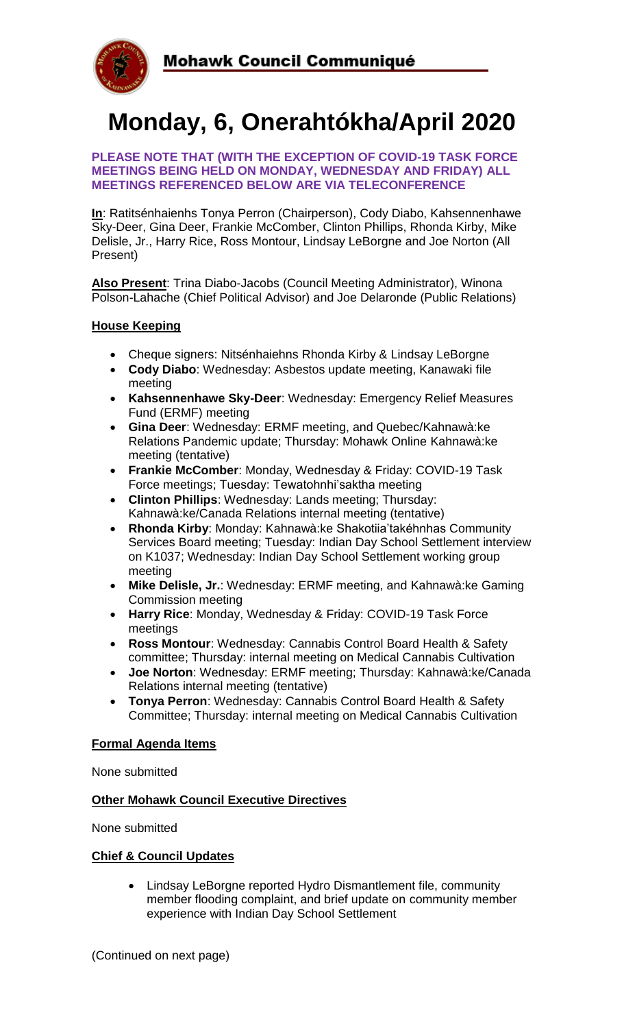# Mohawk Council Communiqué

# Monday, 6, Onerahtókha/April 2020

**PLEASE NOTE THAT (WITH THE EXCEPTION OF COVID-19 TASK FORCE MEETINGS BEING HELD ON MONDAY, WEDNESDAY AND FRIDAY) ALL MEETINGS REFERENCED BELOW ARE VIA TELECONFERENCE**

**In**: Ratitsénhaienhs Tonya Perron (Chairperson), Cody Diabo, Kahsennenhawe Sky-Deer, Gina Deer, Frankie McComber, Clinton Phillips, Rhonda Kirby, Mike Delisle, Jr., Harry Rice, Ross Montour, Lindsay LeBorgne and Joe Norton (All Present)

**Also Present**: Trina Diabo-Jacobs (Council Meeting Administrator), Winona Polson-Lahache (Chief Political Advisor) and Joe Delaronde (Public Relations)

## House Keeping

- Cheque signers: Nitsénhaiehns Rhonda Kirby & Lindsay LeBorgne
- **Cody Diabo**: Wednesday: Asbestos update meeting, Kanawaki file meeting
- **Kahsennenhawe Sky-Deer**: Wednesday: Emergency Relief Measures Fund (ERMF) meeting
- **Gina Deer**: Wednesday: ERMF meeting, and Quebec/Kahnawà:ke Relations Pandemic update; Thursday: Mohawk Online Kahnawà:ke meeting (tentative)
- **Frankie McComber**: Monday, Wednesday & Friday: COVID-19 Task Force meetings; Tuesday: Tewatohnhi'saktha meeting
- **Clinton Phillips**: Wednesday: Lands meeting; Thursday: Kahnawà:ke/Canada Relations internal meeting (tentative)
- **Rhonda Kirby**: Monday: Kahnawà:ke Shakotiia'takéhnhas Community Services Board meeting; Tuesday: Indian Day School Settlement interview on K1037; Wednesday: Indian Day School Settlement working group meeting
- **Mike Delisle, Jr.**: Wednesday: ERMF meeting, and Kahnawà:ke Gaming Commission meeting
- **Harry Rice**: Monday, Wednesday & Friday: COVID-19 Task Force meetings
- **Ross Montour**: Wednesday: Cannabis Control Board Health & Safety committee; Thursday: internal meeting on Medical Cannabis Cultivation
- **Joe Norton**: Wednesday: ERMF meeting; Thursday: Kahnawà:ke/Canada Relations internal meeting (tentative)
- **Tonya Perron**: Wednesday: Cannabis Control Board Health & Safety Committee; Thursday: internal meeting on Medical Cannabis Cultivation

## Formal Agenda Items

None submitted

## Other Mohawk Council Executive Directives

None submitted

## Chief & Council Updates

- Lindsay LeBorgne reported Hydro Dismantlement file, community member flooding complaint, and brief update on community member experience with Indian Day School Settlement

(Continued on next page)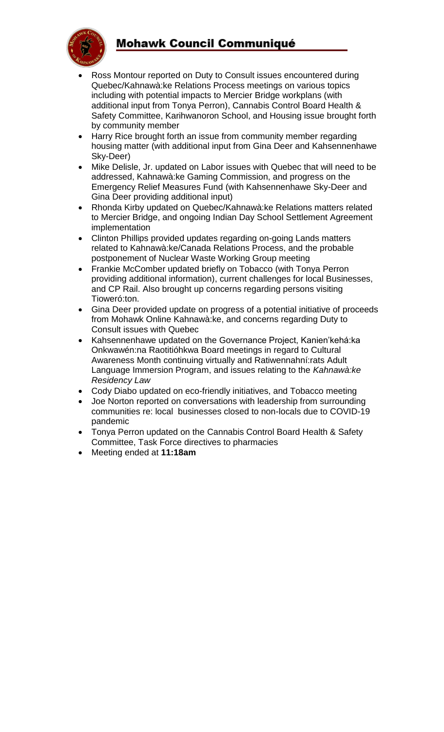- Ross Montour reported on Duty to Consult issues encountered during Quebec/Kahnawà:ke Relations Process meetings on various topics including with potential impacts to Mercier Bridge workplans (with additional input from Tonya Perron), Cannabis Control Board Health & Safety Committee, Karihwanoron School, and Housing issue brought forth by community member
- Harry Rice brought forth an issue from community member regarding housing matter (with additional input from Gina Deer and Kahsennenhawe Sky-Deer)
- Mike Delisle, Jr. updated on Labor issues with Quebec that will need to be addressed, Kahnawà:ke Gaming Commission, and progress on the Emergency Relief Measures Fund (with Kahsennenhawe Sky-Deer and Gina Deer providing additional input)
- Rhonda Kirby updated on Quebec/Kahnawà:ke Relations matters related to Mercier Bridge, and ongoing Indian Day School Settlement Agreement implementation
- Clinton Phillips provided updates regarding on-going Lands matters related to Kahnawà:ke/Canada Relations Process, and the probable postponement of Nuclear Waste Working Group meeting
- Frankie McComber updated briefly on Tobacco (with Tonya Perron providing additional information), current challenges for local Businesses, and CP Rail. Also brought up concerns regarding persons visiting Tioweró:ton.
- Gina Deer provided update on progress of a potential initiative of proceeds from Mohawk Online Kahnawà:ke, and concerns regarding Duty to Consult issues with Quebec
- Kahsennenhawe updated on the Governance Project, Kanien'kehá:ka Onkwawén:na Raotitióhkwa Board meetings in regard to Cultural Awareness Month continuing virtually and Ratiwennahní:rats Adult Language Immersion Program, and issues relating to the *Kahnawà:ke Residency Law*
- Cody Diabo updated on eco-friendly initiatives, and Tobacco meeting
- Joe Norton reported on conversations with leadership from surrounding communities re: local businesses closed to non-locals due to COVID-19 pandemic
- Tonya Perron updated on the Cannabis Control Board Health & Safety Committee, Task Force directives to pharmacies
- Meeting ended at **11:18am**